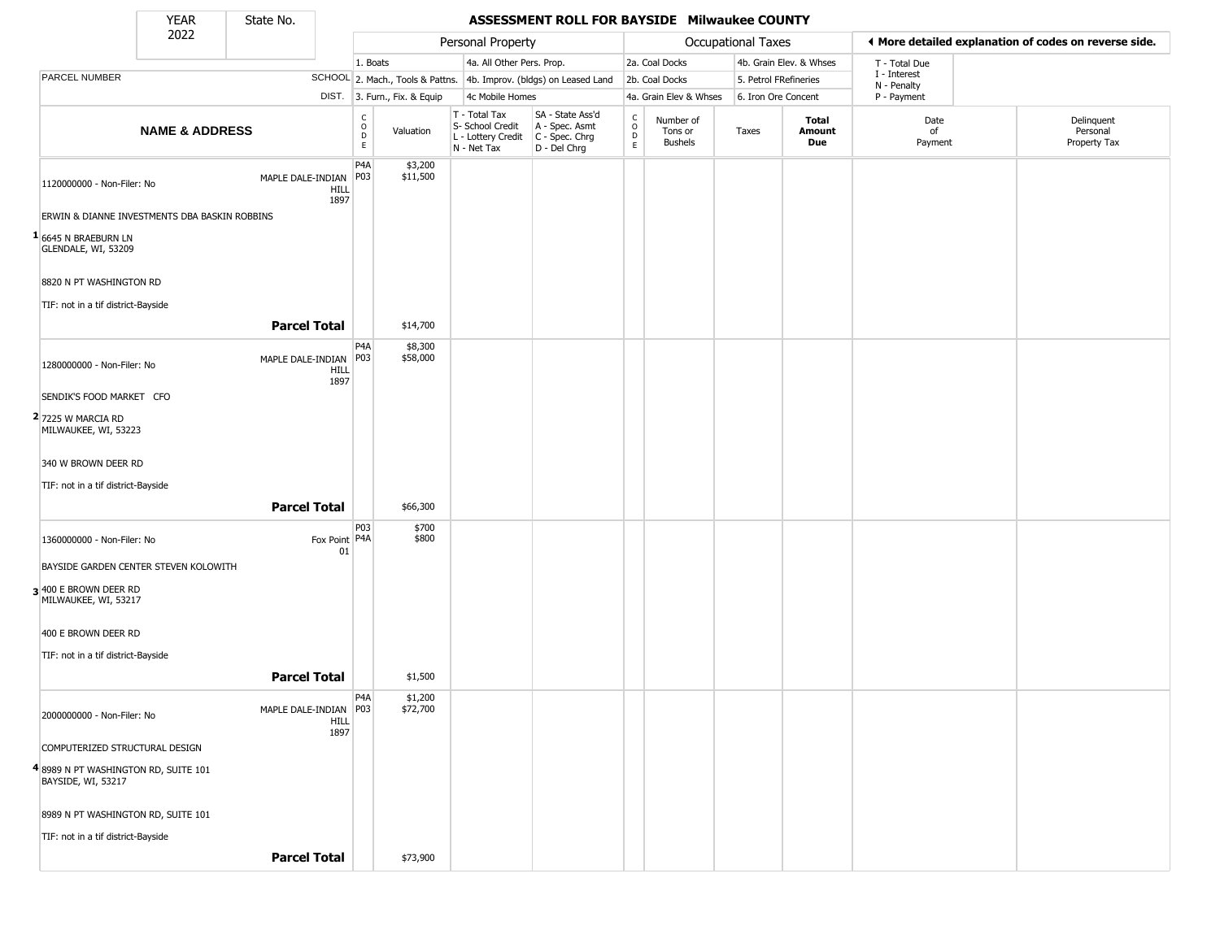# ASSESSMENT ROLL FOR BAYSIDE Milwaukee COUNTY

YEAR 2022 | State No.

| | | Personal Property | | | | Occupational Taxes | | | | ◀ More detailed explanation of codes on reverse side. | |
|---|---|---|---|---|---|---|---|---|---|---|---|
| PARCEL NUMBER | SCHOOL DIST. | 1. Boats<br>2. Mach., Tools & Pattns.<br>3. Furn., Fix. & Equip | | 4a. All Other Pers. Prop.<br>4b. Improv. (bldgs) on Leased Land<br>4c Mobile Homes | | 2a. Coal Docks<br>2b. Coal Docks<br>4a. Grain Elev & Whses | | 4b. Grain Elev. & Whses<br>5. Petrol FRefineries<br>6. Iron Ore Concent | | T - Total Due<br>I - Interest<br>N - Penalty<br>P - Payment | |
| NAME & ADDRESS | | CODE | Valuation | T - Total Tax<br>S- School Credit<br>L - Lottery Credit<br>N - Net Tax | SA - State Ass'd<br>A - Spec. Asmt<br>C - Spec. Chrg<br>D - Del Chrg | CODE | Number of Tons or Bushels | Taxes | Total Amount Due | Date of Payment | Delinquent Personal Property Tax |
| **1** 1120000000 - Non-Filer: No<br>ERWIN & DIANNE INVESTMENTS DBA BASKIN ROBBINS<br>6645 N BRAEBURN LN<br>GLENDALE, WI, 53209<br>8820 N PT WASHINGTON RD<br>TIF: not in a tif district-Bayside | MAPLE DALE-INDIAN HILL 1897 | P4A<br>P03 | $3,200<br>$11,500 | | | | | | | | |
| **Parcel Total** | | | $14,700 | | | | | | | | |
| **2** 1280000000 - Non-Filer: No<br>SENDIK'S FOOD MARKET CFO<br>7225 W MARCIA RD<br>MILWAUKEE, WI, 53223<br>340 W BROWN DEER RD<br>TIF: not in a tif district-Bayside | MAPLE DALE-INDIAN HILL 1897 | P4A<br>P03 | $8,300<br>$58,000 | | | | | | | | |
| **Parcel Total** | | | $66,300 | | | | | | | | |
| **3** 1360000000 - Non-Filer: No<br>BAYSIDE GARDEN CENTER STEVEN KOLOWITH<br>400 E BROWN DEER RD<br>MILWAUKEE, WI, 53217<br>400 E BROWN DEER RD<br>TIF: not in a tif district-Bayside | Fox Point 01 | P03<br>P4A | $700<br>$800 | | | | | | | | |
| **Parcel Total** | | | $1,500 | | | | | | | | |
| **4** 2000000000 - Non-Filer: No<br>COMPUTERIZED STRUCTURAL DESIGN<br>8989 N PT WASHINGTON RD, SUITE 101<br>BAYSIDE, WI, 53217<br>8989 N PT WASHINGTON RD, SUITE 101<br>TIF: not in a tif district-Bayside | MAPLE DALE-INDIAN HILL 1897 | P4A<br>P03 | $1,200<br>$72,700 | | | | | | | | |
| **Parcel Total** | | | $73,900 | | | | | | | | |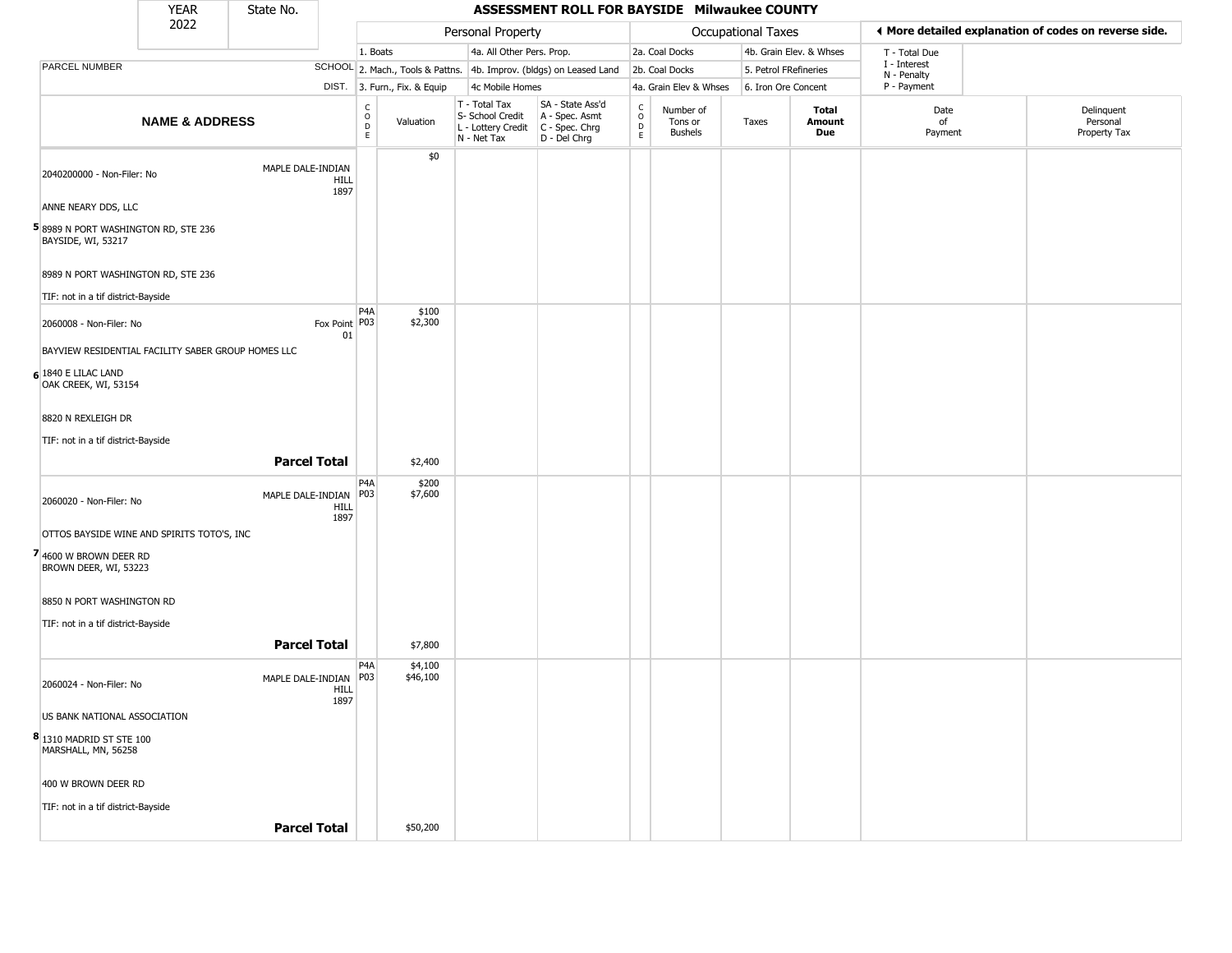| YEAR 2022 | State No. | ASSESSMENT ROLL FOR BAYSIDE Milwaukee COUNTY |
|---|---|---|

| | | Personal Property | | | | | Occupational Taxes | | | | ◀ More detailed explanation of codes on reverse side. | |
|---|---|---|---|---|---|---|---|---|---|---|---|---|
| PARCEL NUMBER | SCHOOL DIST. | 1. Boats<br>2. Mach., Tools & Pattns.<br>3. Furn., Fix. & Equip | | 4a. All Other Pers. Prop.<br>4b. Improv. (bldgs) on Leased Land<br>4c Mobile Homes | | | 2a. Coal Docks<br>2b. Coal Docks<br>4a. Grain Elev & Whses | | 4b. Grain Elev. & Whses<br>5. Petrol FRefineries<br>6. Iron Ore Concent | | T - Total Due<br>I - Interest<br>N - Penalty<br>P - Payment | |
| **NAME & ADDRESS** | | CODE | Valuation | T - Total Tax<br>S- School Credit<br>L - Lottery Credit<br>N - Net Tax | SA - State Ass'd<br>A - Spec. Asmt<br>C - Spec. Chrg<br>D - Del Chrg | CODE | Number of Tons or Bushels | Taxes | **Total Amount Due** | Date of Payment | Delinquent Personal Property Tax |
| 2040200000 - Non-Filer: No<br><br>ANNE NEARY DDS, LLC<br><br>5 8989 N PORT WASHINGTON RD, STE 236<br>BAYSIDE, WI, 53217<br><br>8989 N PORT WASHINGTON RD, STE 236<br><br>TIF: not in a tif district-Bayside | MAPLE DALE-INDIAN HILL 1897 | | $0 | | | | | | | | |
| 2060008 - Non-Filer: No<br><br>BAYVIEW RESIDENTIAL FACILITY SABER GROUP HOMES LLC<br><br>6 1840 E LILAC LAND<br>OAK CREEK, WI, 53154<br><br>8820 N REXLEIGH DR<br><br>TIF: not in a tif district-Bayside | Fox Point 01 | P4A<br>P03 | $100<br>$2,300 | | | | | | | | |
| | **Parcel Total** | | $2,400 | | | | | | | | |
| 2060020 - Non-Filer: No<br><br>OTTOS BAYSIDE WINE AND SPIRITS TOTO'S, INC<br><br>7 4600 W BROWN DEER RD<br>BROWN DEER, WI, 53223<br><br>8850 N PORT WASHINGTON RD<br><br>TIF: not in a tif district-Bayside | MAPLE DALE-INDIAN HILL 1897 | P4A<br>P03 | $200<br>$7,600 | | | | | | | | |
| | **Parcel Total** | | $7,800 | | | | | | | | |
| 2060024 - Non-Filer: No<br><br>US BANK NATIONAL ASSOCIATION<br><br>8 1310 MADRID ST STE 100<br>MARSHALL, MN, 56258<br><br>400 W BROWN DEER RD<br><br>TIF: not in a tif district-Bayside | MAPLE DALE-INDIAN HILL 1897 | P4A<br>P03 | $4,100<br>$46,100 | | | | | | | | |
| | **Parcel Total** | | $50,200 | | | | | | | | |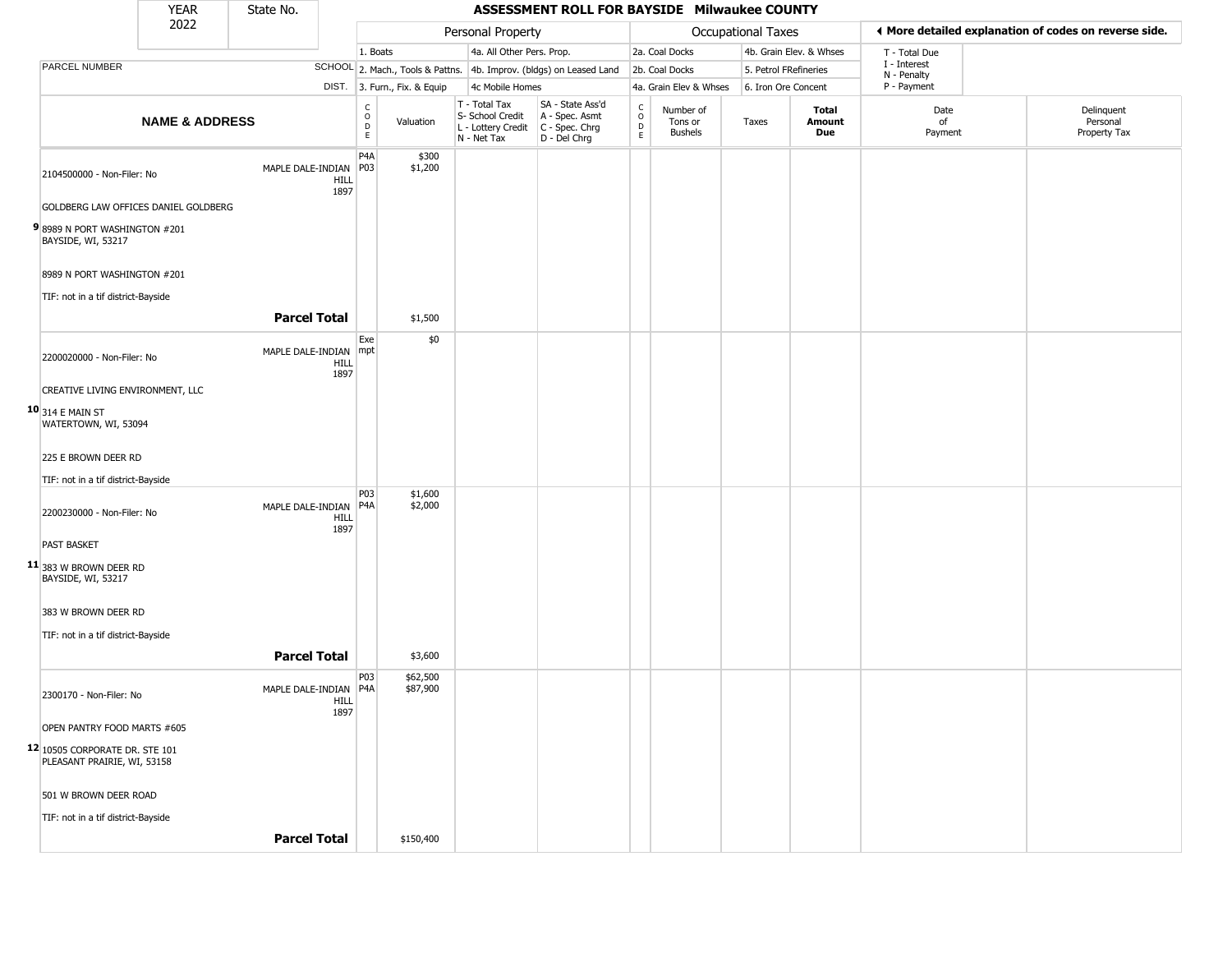| YEAR 2022 | State No. | | ASSESSMENT ROLL FOR BAYSIDE Milwaukee COUNTY | | | | | | | | | |
|---|---|---|---|---|---|---|---|---|---|---|---|---|
| | | | Personal Property | | | | Occupational Taxes | | | | ◄ More detailed explanation of codes on reverse side. | |
| | | | 1. Boats | | 4a. All Other Pers. Prop. | | 2a. Coal Docks | | 4b. Grain Elev. & Whses | | T - Total Due | |
| PARCEL NUMBER | | SCHOOL | 2. Mach., Tools & Pattns. | | 4b. Improv. (bldgs) on Leased Land | | 2b. Coal Docks | | 5. Petrol FRefineries | | I - Interest N - Penalty | |
| | | DIST. | 3. Furn., Fix. & Equip | | 4c Mobile Homes | | 4a. Grain Elev & Whses | | 6. Iron Ore Concent | | P - Payment | |

| | NAME & ADDRESS | SCHOOL DIST. | CODE | Valuation | T - Total Tax S- School Credit L - Lottery Credit N - Net Tax | SA - State Ass'd A - Spec. Asmt C - Spec. Chrg D - Del Chrg | CODE | Number of Tons or Bushels | Taxes | Total Amount Due | Date of Payment | Delinquent Personal Property Tax |
|---|---|---|---|---|---|---|---|---|---|---|---|---|
| 9 | 2104500000 - Non-Filer: No<br>GOLDBERG LAW OFFICES DANIEL GOLDBERG<br>8989 N PORT WASHINGTON #201<br>BAYSIDE, WI, 53217<br>8989 N PORT WASHINGTON #201<br>TIF: not in a tif district-Bayside | MAPLE DALE-INDIAN HILL 1897 | P4A<br>P03 | $300<br>$1,200 | | | | | | | | |
| | **Parcel Total** | | | $1,500 | | | | | | | | |
| 10 | 2200020000 - Non-Filer: No<br>CREATIVE LIVING ENVIRONMENT, LLC<br>314 E MAIN ST<br>WATERTOWN, WI, 53094<br>225 E BROWN DEER RD<br>TIF: not in a tif district-Bayside | MAPLE DALE-INDIAN HILL 1897 | Exempt | $0 | | | | | | | | |
| 11 | 2200230000 - Non-Filer: No<br>PAST BASKET<br>383 W BROWN DEER RD<br>BAYSIDE, WI, 53217<br>383 W BROWN DEER RD<br>TIF: not in a tif district-Bayside | MAPLE DALE-INDIAN HILL 1897 | P03<br>P4A | $1,600<br>$2,000 | | | | | | | | |
| | **Parcel Total** | | | $3,600 | | | | | | | | |
| 12 | 2300170 - Non-Filer: No<br>OPEN PANTRY FOOD MARTS #605<br>10505 CORPORATE DR. STE 101<br>PLEASANT PRAIRIE, WI, 53158<br>501 W BROWN DEER ROAD<br>TIF: not in a tif district-Bayside | MAPLE DALE-INDIAN HILL 1897 | P03<br>P4A | $62,500<br>$87,900 | | | | | | | | |
| | **Parcel Total** | | | $150,400 | | | | | | | | |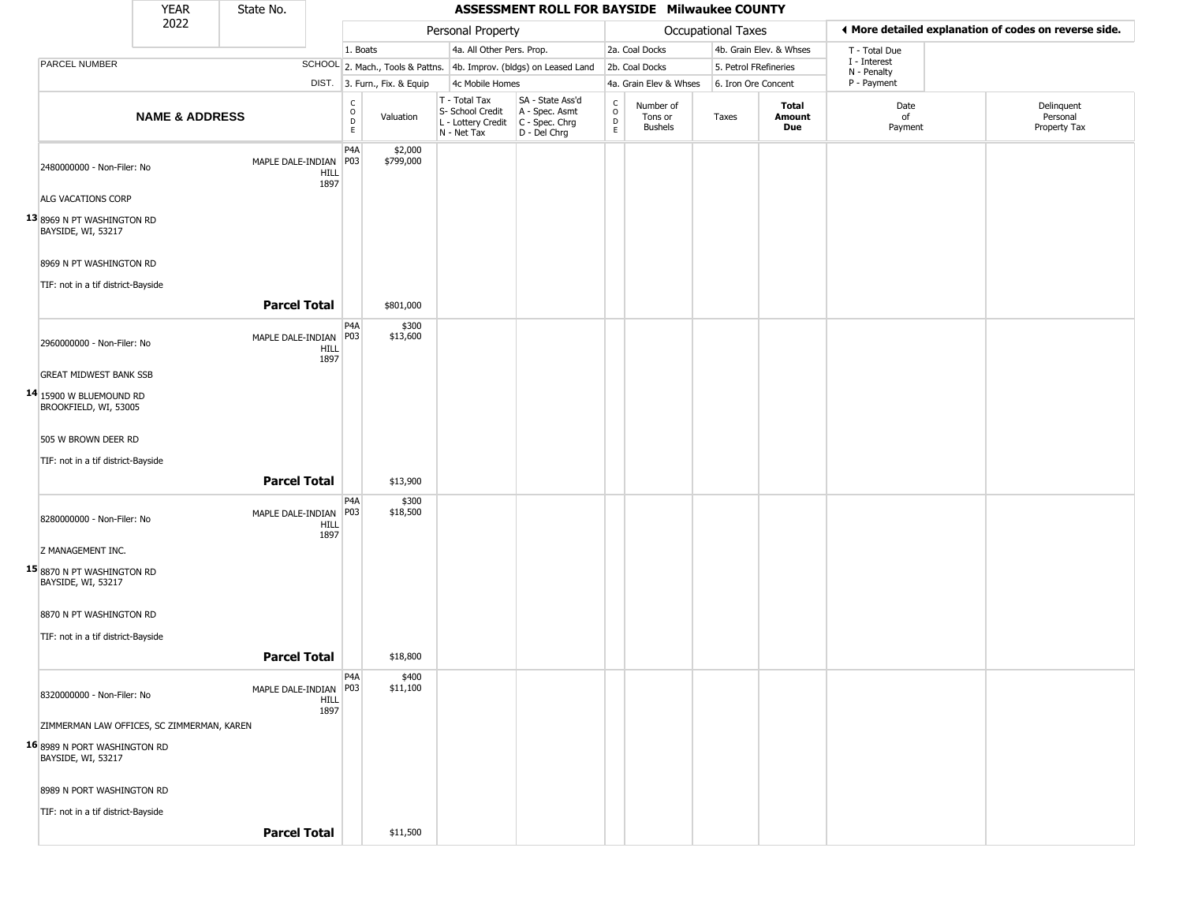# ASSESSMENT ROLL FOR BAYSIDE Milwaukee COUNTY

YEAR 2022 | State No.

◄ More detailed explanation of codes on reverse side.

| | | Personal Property | | | | Occupational Taxes | | | | | |
|---|---|---|---|---|---|---|---|---|---|---|---|
| PARCEL NUMBER | SCHOOL DIST. | 1. Boats<br>2. Mach., Tools & Pattns.<br>3. Furn., Fix. & Equip | | 4a. All Other Pers. Prop.<br>4b. Improv. (bldgs) on Leased Land<br>4c Mobile Homes | | 2a. Coal Docks<br>2b. Coal Docks<br>4a. Grain Elev & Whses | | 4b. Grain Elev. & Whses<br>5. Petrol FRefineries<br>6. Iron Ore Concent | | T - Total Due<br>I - Interest<br>N - Penalty<br>P - Payment | |
| **NAME & ADDRESS** | | CODE | Valuation | T - Total Tax<br>S- School Credit<br>L - Lottery Credit<br>N - Net Tax | SA - State Ass'd<br>A - Spec. Asmt<br>C - Spec. Chrg<br>D - Del Chrg | CODE | Number of Tons or Bushels | Taxes | **Total Amount Due** | Date of Payment | Delinquent Personal Property Tax |
| 13 2480000000 - Non-Filer: No<br>ALG VACATIONS CORP<br>8969 N PT WASHINGTON RD<br>BAYSIDE, WI, 53217<br>8969 N PT WASHINGTON RD<br>TIF: not in a tif district-Bayside | MAPLE DALE-INDIAN HILL 1897 | P4A<br>P03 | $2,000<br>$799,000 | | | | | | | | |
| | **Parcel Total** | | $801,000 | | | | | | | | |
| 14 2960000000 - Non-Filer: No<br>GREAT MIDWEST BANK SSB<br>15900 W BLUEMOUND RD<br>BROOKFIELD, WI, 53005<br>505 W BROWN DEER RD<br>TIF: not in a tif district-Bayside | MAPLE DALE-INDIAN HILL 1897 | P4A<br>P03 | $300<br>$13,600 | | | | | | | | |
| | **Parcel Total** | | $13,900 | | | | | | | | |
| 15 8280000000 - Non-Filer: No<br>Z MANAGEMENT INC.<br>8870 N PT WASHINGTON RD<br>BAYSIDE, WI, 53217<br>8870 N PT WASHINGTON RD<br>TIF: not in a tif district-Bayside | MAPLE DALE-INDIAN HILL 1897 | P4A<br>P03 | $300<br>$18,500 | | | | | | | | |
| | **Parcel Total** | | $18,800 | | | | | | | | |
| 16 8320000000 - Non-Filer: No<br>ZIMMERMAN LAW OFFICES, SC ZIMMERMAN, KAREN<br>8989 N PORT WASHINGTON RD<br>BAYSIDE, WI, 53217<br>8989 N PORT WASHINGTON RD<br>TIF: not in a tif district-Bayside | MAPLE DALE-INDIAN HILL 1897 | P4A<br>P03 | $400<br>$11,100 | | | | | | | | |
| | **Parcel Total** | | $11,500 | | | | | | | | |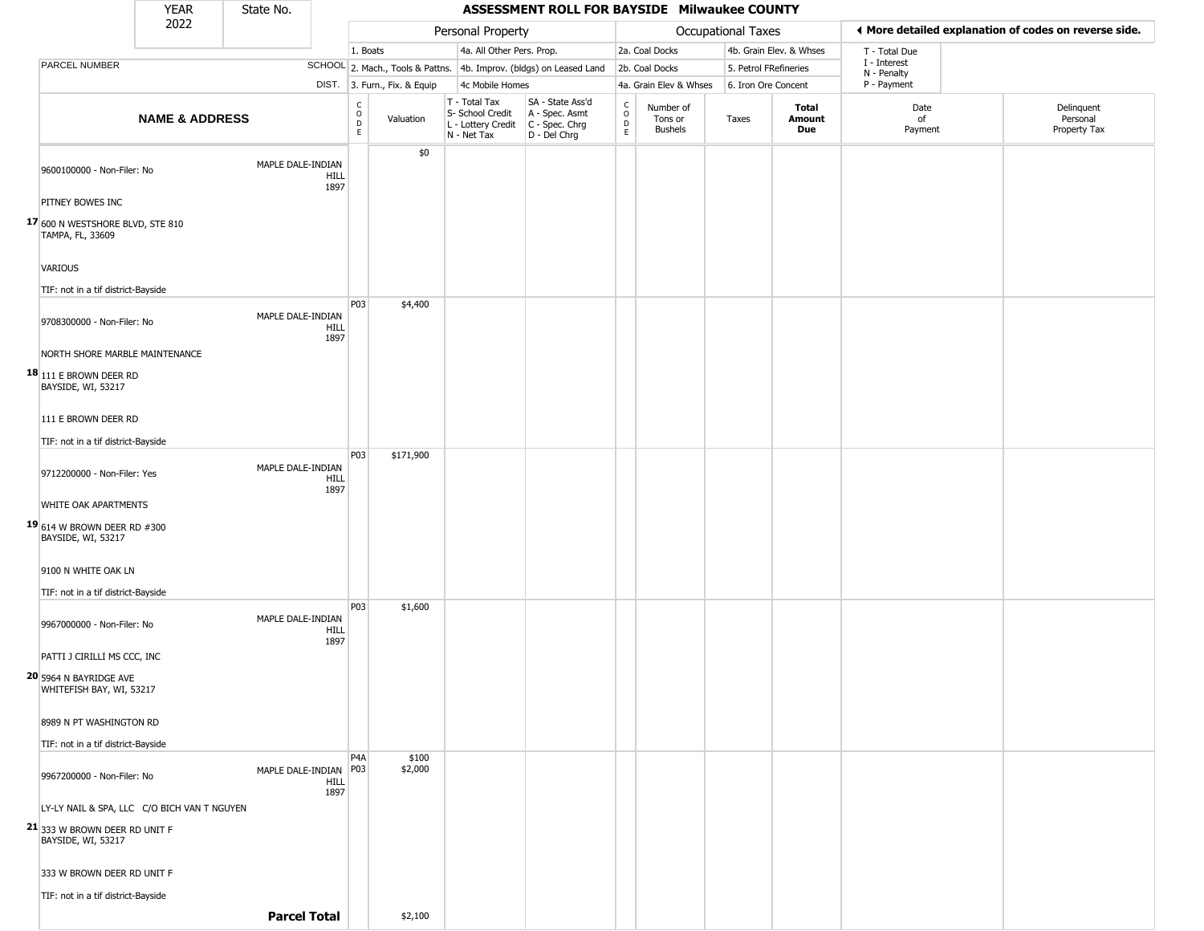| YEAR 2022 | State No. | | ASSESSMENT ROLL FOR BAYSIDE Milwaukee COUNTY | | | | | | | | | | |
|---|---|---|---|---|---|---|---|---|---|---|---|---|---|
| | | | Personal Property | | | | Occupational Taxes | | | | ◄ More detailed explanation of codes on reverse side. | | |
| | | | 1. Boats | | 4a. All Other Pers. Prop. | | 2a. Coal Docks | | 4b. Grain Elev. & Whses | | T - Total Due | | |
| PARCEL NUMBER | | SCHOOL | 2. Mach., Tools & Pattns. | | 4b. Improv. (bldgs) on Leased Land | | 2b. Coal Docks | | 5. Petrol FRefineries | | I - Interest N - Penalty | | |
| | | DIST. | 3. Furn., Fix. & Equip | | 4c Mobile Homes | | 4a. Grain Elev & Whses | | 6. Iron Ore Concent | | P - Payment | | |
| NAME & ADDRESS | | | CODE | Valuation | T - Total Tax S- School Credit L - Lottery Credit N - Net Tax | SA - State Ass'd A - Spec. Asmt C - Spec. Chrg D - Del Chrg | CODE | Number of Tons or Bushels | Taxes | Total Amount Due | Date of Payment | Delinquent Personal Property Tax | |
| 17 | 9600100000 - Non-Filer: No<br>PITNEY BOWES INC<br>600 N WESTSHORE BLVD, STE 810<br>TAMPA, FL, 33609<br>VARIOUS<br>TIF: not in a tif district-Bayside | MAPLE DALE-INDIAN HILL 1897 | | $0 | | | | | | | | | |
| 18 | 9708300000 - Non-Filer: No<br>NORTH SHORE MARBLE MAINTENANCE<br>111 E BROWN DEER RD<br>BAYSIDE, WI, 53217<br>111 E BROWN DEER RD<br>TIF: not in a tif district-Bayside | MAPLE DALE-INDIAN HILL 1897 | P03 | $4,400 | | | | | | | | | |
| 19 | 9712200000 - Non-Filer: Yes<br>WHITE OAK APARTMENTS<br>614 W BROWN DEER RD #300<br>BAYSIDE, WI, 53217<br>9100 N WHITE OAK LN<br>TIF: not in a tif district-Bayside | MAPLE DALE-INDIAN HILL 1897 | P03 | $171,900 | | | | | | | | | |
| 20 | 9967000000 - Non-Filer: No<br>PATTI J CIRILLI MS CCC, INC<br>5964 N BAYRIDGE AVE<br>WHITEFISH BAY, WI, 53217<br>8989 N PT WASHINGTON RD<br>TIF: not in a tif district-Bayside | MAPLE DALE-INDIAN HILL 1897 | P03 | $1,600 | | | | | | | | | |
| 21 | 9967200000 - Non-Filer: No<br>LY-LY NAIL & SPA, LLC C/O BICH VAN T NGUYEN<br>333 W BROWN DEER RD UNIT F<br>BAYSIDE, WI, 53217<br>333 W BROWN DEER RD UNIT F<br>TIF: not in a tif district-Bayside | MAPLE DALE-INDIAN HILL 1897 | P4A<br>P03 | $100<br>$2,000 | | | | | | | | | |
| | | **Parcel Total** | | $2,100 | | | | | | | | | |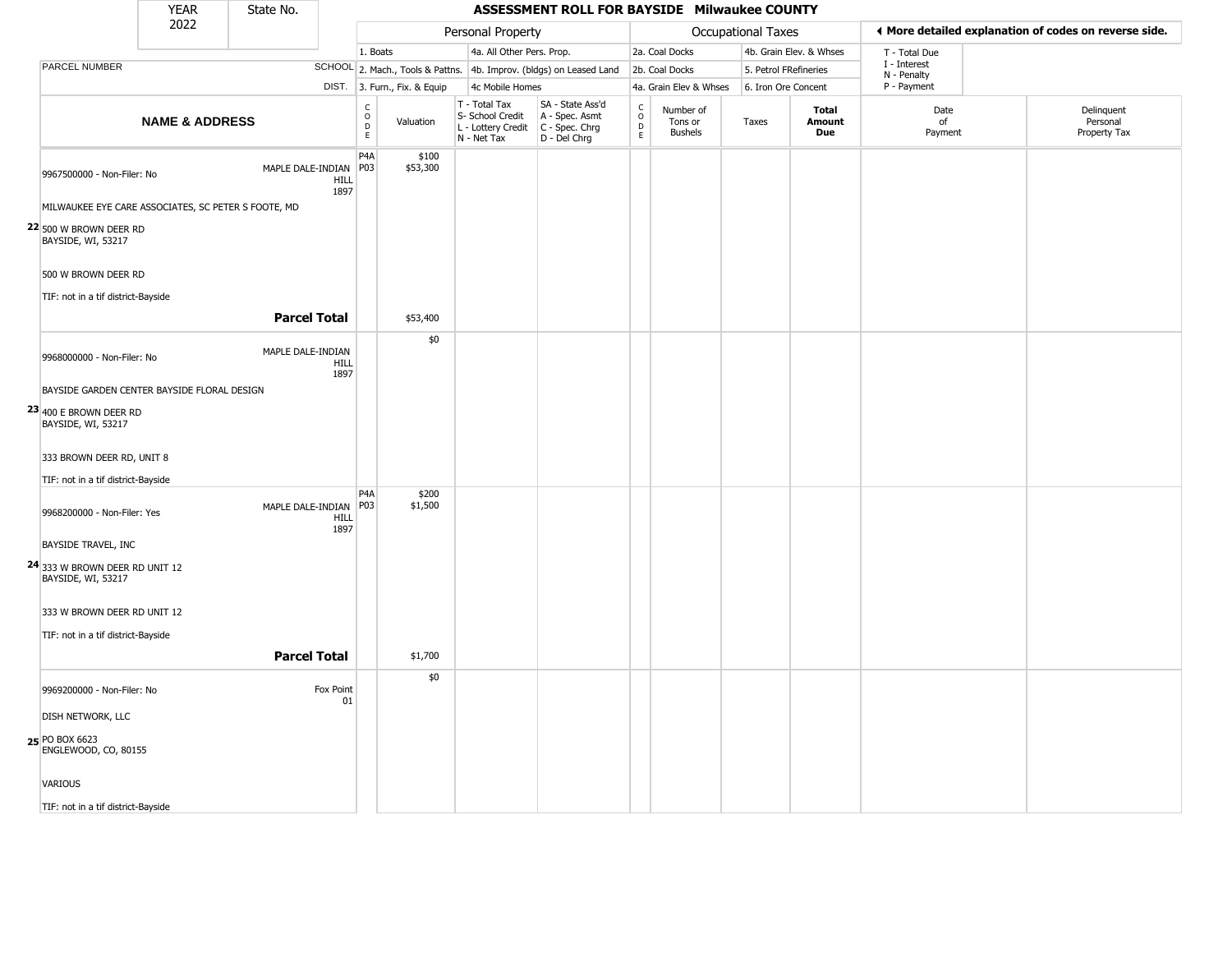| YEAR | State No. |
| --- | --- |
| 2022 | |

# ASSESSMENT ROLL FOR BAYSIDE Milwaukee COUNTY

| | | Personal Property | | | | | Occupational Taxes | | | | ◄ More detailed explanation of codes on reverse side. | |
| --- | --- | --- | --- | --- | --- | --- | --- | --- | --- | --- | --- | --- |
| | | 1. Boats | | 4a. All Other Pers. Prop. | | 2a. Coal Docks | | 4b. Grain Elev. & Whses | | | T - Total Due | |
| PARCEL NUMBER | SCHOOL | 2. Mach., Tools & Pattns. | | 4b. Improv. (bldgs) on Leased Land | | 2b. Coal Docks | | 5. Petrol FRefineries | | | I - Interest, N - Penalty | |
| | DIST. | 3. Furn., Fix. & Equip | | 4c Mobile Homes | | 4a. Grain Elev & Whses | | 6. Iron Ore Concent | | | P - Payment | |
| NAME & ADDRESS | | CODE | Valuation | T - Total Tax, S- School Credit, L - Lottery Credit, N - Net Tax | SA - State Ass'd, A - Spec. Asmt, C - Spec. Chrg, D - Del Chrg | CODE | Number of Tons or Bushels | Taxes | Total Amount Due | Date of Payment | Delinquent Personal Property Tax | |
| **22** 9967500000 - Non-Filer: No<br>MILWAUKEE EYE CARE ASSOCIATES, SC PETER S FOOTE, MD<br>500 W BROWN DEER RD<br>BAYSIDE, WI, 53217<br>500 W BROWN DEER RD<br>TIF: not in a tif district-Bayside | MAPLE DALE-INDIAN HILL 1897 | P4A<br>P03 | $100<br>$53,300 | | | | | | | | | |
| | **Parcel Total** | | $53,400 | | | | | | | | | |
| **23** 9968000000 - Non-Filer: No<br>BAYSIDE GARDEN CENTER BAYSIDE FLORAL DESIGN<br>400 E BROWN DEER RD<br>BAYSIDE, WI, 53217<br>333 BROWN DEER RD, UNIT 8<br>TIF: not in a tif district-Bayside | MAPLE DALE-INDIAN HILL 1897 | | $0 | | | | | | | | | |
| **24** 9968200000 - Non-Filer: Yes<br>BAYSIDE TRAVEL, INC<br>333 W BROWN DEER RD UNIT 12<br>BAYSIDE, WI, 53217<br>333 W BROWN DEER RD UNIT 12<br>TIF: not in a tif district-Bayside | MAPLE DALE-INDIAN HILL 1897 | P4A<br>P03 | $200<br>$1,500 | | | | | | | | | |
| | **Parcel Total** | | $1,700 | | | | | | | | | |
| **25** 9969200000 - Non-Filer: No<br>DISH NETWORK, LLC<br>PO BOX 6623<br>ENGLEWOOD, CO, 80155<br>VARIOUS<br>TIF: not in a tif district-Bayside | Fox Point 01 | | $0 | | | | | | | | | |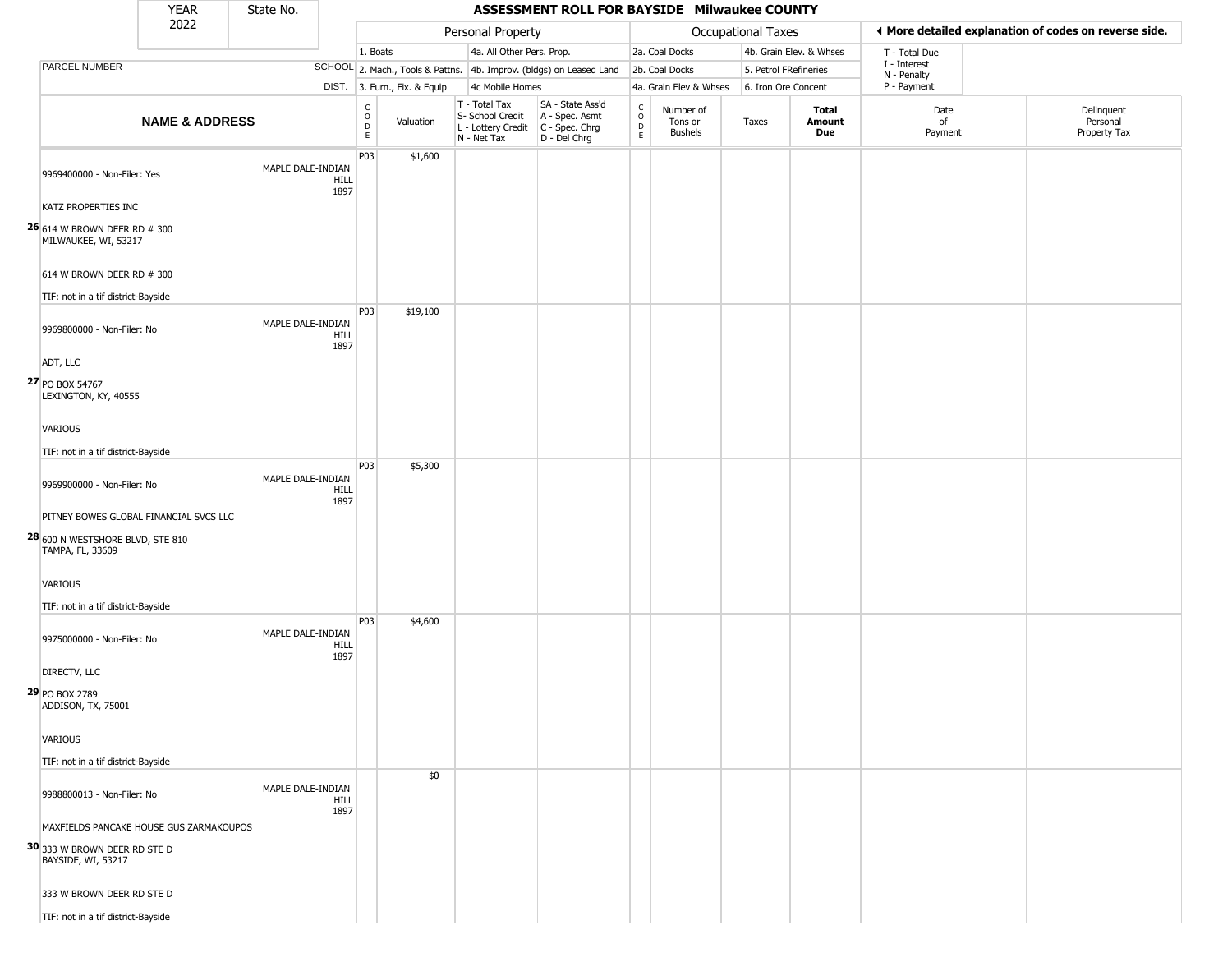| YEAR 2022 | State No. | | ASSESSMENT ROLL FOR BAYSIDE Milwaukee COUNTY | | | | | | | | | | |
|---|---|---|---|---|---|---|---|---|---|---|---|---|---|

| | | Personal Property | | | | Occupational Taxes | | | | ◄ More detailed explanation of codes on reverse side. | | |
|---|---|---|---|---|---|---|---|---|---|---|---|---|
| | | 1. Boats | | 4a. All Other Pers. Prop. | | 2a. Coal Docks | | 4b. Grain Elev. & Whses | | T - Total Due | | |
| PARCEL NUMBER | SCHOOL | 2. Mach., Tools & Pattns. | | 4b. Improv. (bldgs) on Leased Land | | 2b. Coal Docks | | 5. Petrol FRefineries | | I - Interest N - Penalty | | |
| | DIST. | 3. Furn., Fix. & Equip | | 4c Mobile Homes | | 4a. Grain Elev & Whses | | 6. Iron Ore Concent | | P - Payment | | |
| **NAME & ADDRESS** | | CODE | Valuation | T - Total Tax S- School Credit L - Lottery Credit N - Net Tax | SA - State Ass'd A - Spec. Asmt C - Spec. Chrg D - Del Chrg | CODE | Number of Tons or Bushels | Taxes | **Total Amount Due** | Date of Payment | Delinquent Personal Property Tax | |
| 26 9969400000 - Non-Filer: Yes<br>KATZ PROPERTIES INC<br>614 W BROWN DEER RD # 300<br>MILWAUKEE, WI, 53217<br>614 W BROWN DEER RD # 300<br>TIF: not in a tif district-Bayside | MAPLE DALE-INDIAN HILL 1897 | P03 | $1,600 | | | | | | | | | |
| 27 9969800000 - Non-Filer: No<br>ADT, LLC<br>PO BOX 54767<br>LEXINGTON, KY, 40555<br>VARIOUS<br>TIF: not in a tif district-Bayside | MAPLE DALE-INDIAN HILL 1897 | P03 | $19,100 | | | | | | | | | |
| 28 9969900000 - Non-Filer: No<br>PITNEY BOWES GLOBAL FINANCIAL SVCS LLC<br>600 N WESTSHORE BLVD, STE 810<br>TAMPA, FL, 33609<br>VARIOUS<br>TIF: not in a tif district-Bayside | MAPLE DALE-INDIAN HILL 1897 | P03 | $5,300 | | | | | | | | | |
| 29 9975000000 - Non-Filer: No<br>DIRECTV, LLC<br>PO BOX 2789<br>ADDISON, TX, 75001<br>VARIOUS<br>TIF: not in a tif district-Bayside | MAPLE DALE-INDIAN HILL 1897 | P03 | $4,600 | | | | | | | | | |
| 30 9988800013 - Non-Filer: No<br>MAXFIELDS PANCAKE HOUSE GUS ZARMAKOUPOS<br>333 W BROWN DEER RD STE D<br>BAYSIDE, WI, 53217<br>333 W BROWN DEER RD STE D<br>TIF: not in a tif district-Bayside | MAPLE DALE-INDIAN HILL 1897 | | $0 | | | | | | | | | |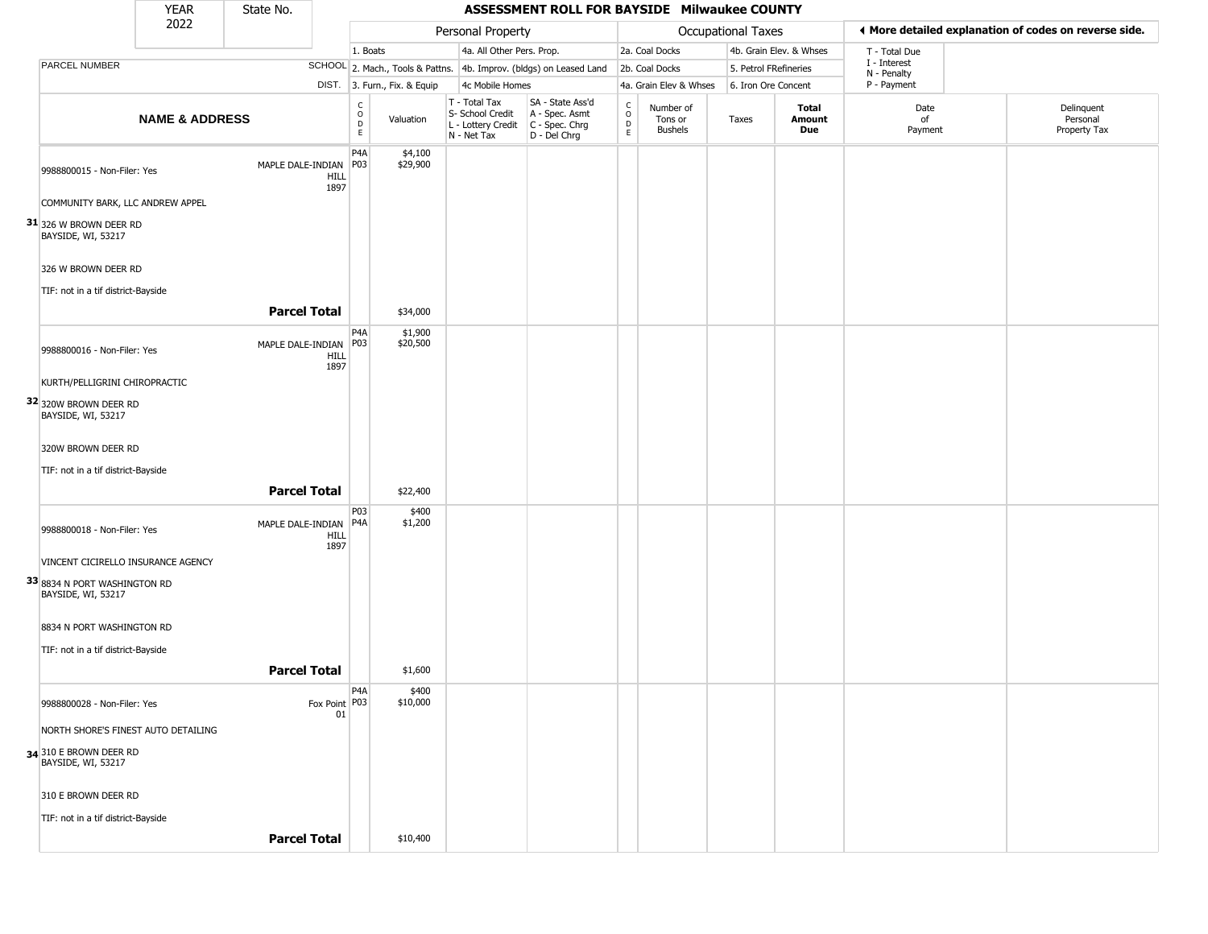| YEAR 2022 | State No. | ASSESSMENT ROLL FOR BAYSIDE Milwaukee COUNTY |
|---|---|---|

| | | Personal Property | | | | Occupational Taxes | | | | More detailed explanation of codes on reverse side. | |
|---|---|---|---|---|---|---|---|---|---|---|---|
| | | 1. Boats | | 4a. All Other Pers. Prop. | | 2a. Coal Docks | | 4b. Grain Elev. & Whses | | T - Total Due | |
| PARCEL NUMBER | SCHOOL | 2. Mach., Tools & Pattns. | | 4b. Improv. (bldgs) on Leased Land | | 2b. Coal Docks | | 5. Petrol FRefineries | | I - Interest N - Penalty | |
| | DIST. | 3. Furn., Fix. & Equip | | 4c Mobile Homes | | 4a. Grain Elev & Whses | | 6. Iron Ore Concent | | P - Payment | |
| **NAME & ADDRESS** | | CODE | Valuation | T - Total Tax S- School Credit L - Lottery Credit N - Net Tax | SA - State Ass'd A - Spec. Asmt C - Spec. Chrg D - Del Chrg | CODE | Number of Tons or Bushels | Taxes | **Total Amount Due** | Date of Payment | Delinquent Personal Property Tax |
| 9988800015 - Non-Filer: Yes<br>COMMUNITY BARK, LLC ANDREW APPEL<br>**31** 326 W BROWN DEER RD BAYSIDE, WI, 53217<br>326 W BROWN DEER RD<br>TIF: not in a tif district-Bayside | MAPLE DALE-INDIAN HILL 1897 | P4A<br>P03 | $4,100<br>$29,900 | | | | | | | | |
| | **Parcel Total** | | $34,000 | | | | | | | | |
| 9988800016 - Non-Filer: Yes<br>KURTH/PELLIGRINI CHIROPRACTIC<br>**32** 320W BROWN DEER RD BAYSIDE, WI, 53217<br>320W BROWN DEER RD<br>TIF: not in a tif district-Bayside | MAPLE DALE-INDIAN HILL 1897 | P4A<br>P03 | $1,900<br>$20,500 | | | | | | | | |
| | **Parcel Total** | | $22,400 | | | | | | | | |
| 9988800018 - Non-Filer: Yes<br>VINCENT CICIRELLO INSURANCE AGENCY<br>**33** 8834 N PORT WASHINGTON RD BAYSIDE, WI, 53217<br>8834 N PORT WASHINGTON RD<br>TIF: not in a tif district-Bayside | MAPLE DALE-INDIAN HILL 1897 | P03<br>P4A | $400<br>$1,200 | | | | | | | | |
| | **Parcel Total** | | $1,600 | | | | | | | | |
| 9988800028 - Non-Filer: Yes<br>NORTH SHORE'S FINEST AUTO DETAILING<br>**34** 310 E BROWN DEER RD BAYSIDE, WI, 53217<br>310 E BROWN DEER RD<br>TIF: not in a tif district-Bayside | Fox Point 01 | P4A<br>P03 | $400<br>$10,000 | | | | | | | | |
| | **Parcel Total** | | $10,400 | | | | | | | | |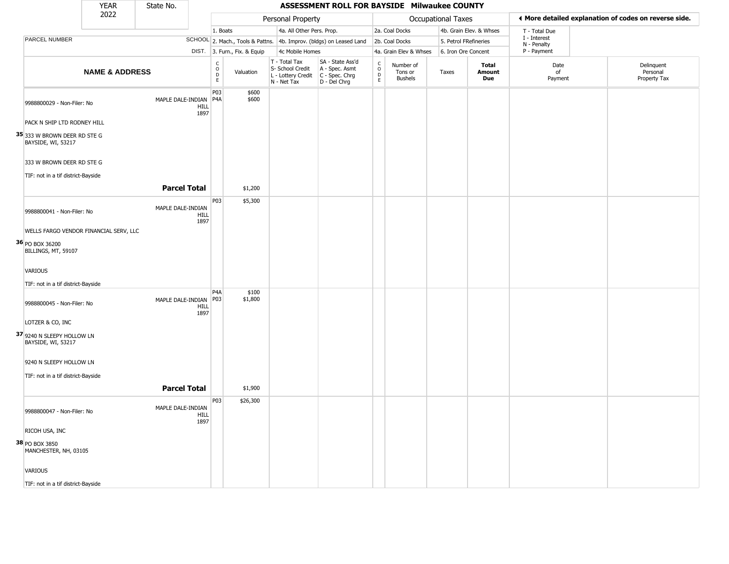| YEAR 2022 | State No. | ASSESSMENT ROLL FOR BAYSIDE Milwaukee COUNTY |
|---|---|---|

| | | Personal Property | | | | | Occupational Taxes | | | | More detailed explanation of codes on reverse side. | |
|---|---|---|---|---|---|---|---|---|---|---|---|---|
| PARCEL NUMBER | SCHOOL DIST. | 1. Boats / 2. Mach., Tools & Pattns. / 3. Furn., Fix. & Equip | | 4a. All Other Pers. Prop. / 4b. Improv. (bldgs) on Leased Land / 4c Mobile Homes | | | 2a. Coal Docks / 2b. Coal Docks / 4a. Grain Elev & Whses | | 4b. Grain Elev. & Whses / 5. Petrol FRefineries / 6. Iron Ore Concent | | T - Total Due / I - Interest / N - Penalty / P - Payment | |
| **NAME & ADDRESS** | | CODE | Valuation | T - Total Tax / S- School Credit / L - Lottery Credit / N - Net Tax | SA - State Ass'd / A - Spec. Asmt / C - Spec. Chrg / D - Del Chrg | CODE | Number of Tons or Bushels | Taxes | **Total Amount Due** | Date of Payment | Delinquent Personal Property Tax |
| **35** 9988800029 - Non-Filer: No<br>PACK N SHIP LTD RODNEY HILL<br>333 W BROWN DEER RD STE G<br>BAYSIDE, WI, 53217<br>333 W BROWN DEER RD STE G<br>TIF: not in a tif district-Bayside | MAPLE DALE-INDIAN HILL 1897 | P03<br>P4A | $600<br>$600 | | | | | | | | |
| | **Parcel Total** | | $1,200 | | | | | | | | |
| **36** 9988800041 - Non-Filer: No<br>WELLS FARGO VENDOR FINANCIAL SERV, LLC<br>PO BOX 36200<br>BILLINGS, MT, 59107<br>VARIOUS<br>TIF: not in a tif district-Bayside | MAPLE DALE-INDIAN HILL 1897 | P03 | $5,300 | | | | | | | | |
| **37** 9988800045 - Non-Filer: No<br>LOTZER & CO, INC<br>9240 N SLEEPY HOLLOW LN<br>BAYSIDE, WI, 53217<br>9240 N SLEEPY HOLLOW LN<br>TIF: not in a tif district-Bayside | MAPLE DALE-INDIAN HILL 1897 | P4A<br>P03 | $100<br>$1,800 | | | | | | | | |
| | **Parcel Total** | | $1,900 | | | | | | | | |
| **38** 9988800047 - Non-Filer: No<br>RICOH USA, INC<br>PO BOX 3850<br>MANCHESTER, NH, 03105<br>VARIOUS<br>TIF: not in a tif district-Bayside | MAPLE DALE-INDIAN HILL 1897 | P03 | $26,300 | | | | | | | | |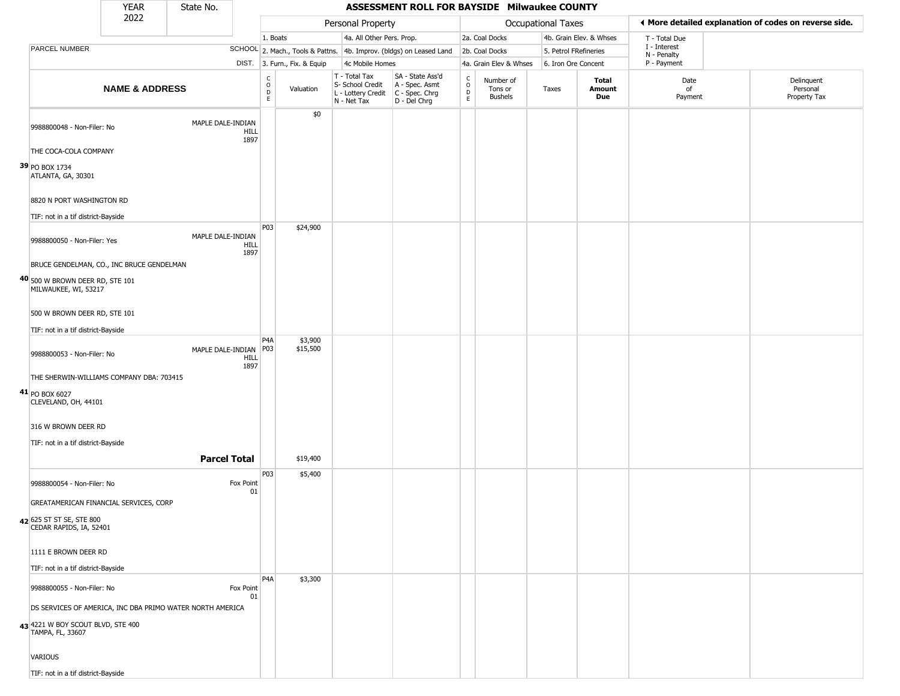| YEAR 2022 | State No. | ASSESSMENT ROLL FOR BAYSIDE Milwaukee COUNTY | | | | | | | | | |
|---|---|---|---|---|---|---|---|---|---|---|---|

| | | Personal Property | | | | Occupational Taxes | | | | ◀ More detailed explanation of codes on reverse side. | |
|---|---|---|---|---|---|---|---|---|---|---|---|
| | | 1. Boats | | 4a. All Other Pers. Prop. | | 2a. Coal Docks | | 4b. Grain Elev. & Whses | | T - Total Due | |
| PARCEL NUMBER | SCHOOL | 2. Mach., Tools & Pattns. | | 4b. Improv. (bldgs) on Leased Land | | 2b. Coal Docks | | 5. Petrol FRefineries | | I - Interest; N - Penalty | |
| | DIST. | 3. Furn., Fix. & Equip | | 4c Mobile Homes | | 4a. Grain Elev & Whses | | 6. Iron Ore Concent | | P - Payment | |
| **NAME & ADDRESS** | | CODE | Valuation | T - Total Tax; S- School Credit; L - Lottery Credit; N - Net Tax | SA - State Ass'd; A - Spec. Asmt; C - Spec. Chrg; D - Del Chrg | CODE | Number of Tons or Bushels | Taxes | **Total Amount Due** | Date of Payment | Delinquent Personal Property Tax |
| **39** 9988800048 - Non-Filer: No; THE COCA-COLA COMPANY; PO BOX 1734; ATLANTA, GA, 30301; 8820 N PORT WASHINGTON RD; TIF: not in a tif district-Bayside | MAPLE DALE-INDIAN HILL 1897 | | $0 | | | | | | | | |
| **40** 9988800050 - Non-Filer: Yes; BRUCE GENDELMAN, CO., INC BRUCE GENDELMAN; 500 W BROWN DEER RD, STE 101; MILWAUKEE, WI, 53217; 500 W BROWN DEER RD, STE 101; TIF: not in a tif district-Bayside | MAPLE DALE-INDIAN HILL 1897 | P03 | $24,900 | | | | | | | | |
| **41** 9988800053 - Non-Filer: No; THE SHERWIN-WILLIAMS COMPANY DBA: 703415; PO BOX 6027; CLEVELAND, OH, 44101; 316 W BROWN DEER RD; TIF: not in a tif district-Bayside | MAPLE DALE-INDIAN HILL 1897 | P4A; P03 | $3,900; $15,500 | | | | | | | | |
| **Parcel Total** | | | $19,400 | | | | | | | | |
| **42** 9988800054 - Non-Filer: No; GREATAMERICAN FINANCIAL SERVICES, CORP; 625 ST ST SE, STE 800; CEDAR RAPIDS, IA, 52401; 1111 E BROWN DEER RD; TIF: not in a tif district-Bayside | Fox Point 01 | P03 | $5,400 | | | | | | | | |
| **43** 9988800055 - Non-Filer: No; DS SERVICES OF AMERICA, INC DBA PRIMO WATER NORTH AMERICA; 4221 W BOY SCOUT BLVD, STE 400; TAMPA, FL, 33607; VARIOUS; TIF: not in a tif district-Bayside | Fox Point 01 | P4A | $3,300 | | | | | | | | |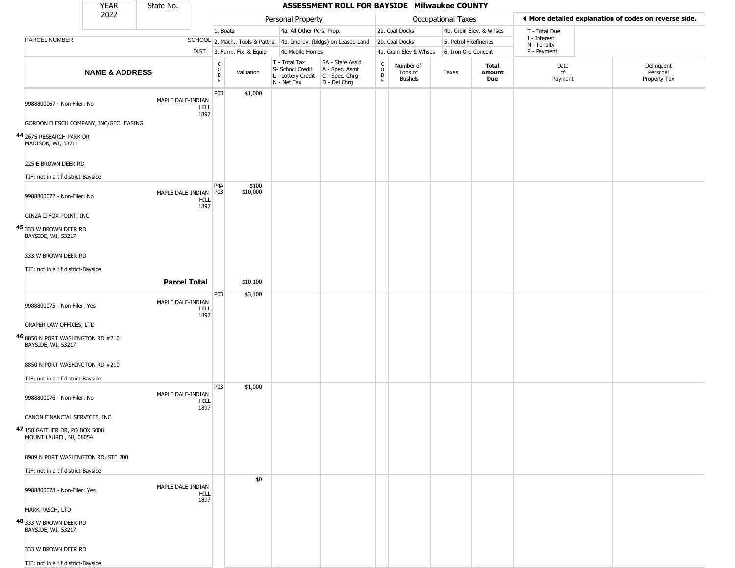# ASSESSMENT ROLL FOR BAYSIDE Milwaukee COUNTY

YEAR 2022 | State No.

| PARCEL NUMBER / NAME & ADDRESS | SCHOOL DIST. | CODE | Valuation | T - Total Tax / S- School Credit / L - Lottery Credit / N - Net Tax | SA - State Ass'd / A - Spec. Asmt / C - Spec. Chrg / D - Del Chrg | CODE | Number of Tons or Bushels | Taxes | Total Amount Due | Date of Payment | Delinquent Personal Property Tax |
|---|---|---|---|---|---|---|---|---|---|---|---|
| **44** 9988800067 - Non-Filer: No<br>GORDON FLESCH COMPANY, INC/GFC LEASING<br>2675 RESEARCH PARK DR<br>MADISON, WI, 53711<br>225 E BROWN DEER RD<br>TIF: not in a tif district-Bayside | MAPLE DALE-INDIAN HILL 1897 | P03 | $1,000 | | | | | | | | |
| **45** 9988800072 - Non-Filer: No<br>GINZA II FOX POINT, INC<br>333 W BROWN DEER RD<br>BAYSIDE, WI, 53217<br>333 W BROWN DEER RD<br>TIF: not in a tif district-Bayside | MAPLE DALE-INDIAN HILL 1897 | P4A<br>P03 | $100<br>$10,000 | | | | | | | | |
| **Parcel Total** | | | $10,100 | | | | | | | | |
| **46** 9988800075 - Non-Filer: Yes<br>GRAPER LAW OFFICES, LTD<br>8850 N PORT WASHINGTON RD #210<br>BAYSIDE, WI, 53217<br>8850 N PORT WASHINGTON RD #210<br>TIF: not in a tif district-Bayside | MAPLE DALE-INDIAN HILL 1897 | P03 | $3,100 | | | | | | | | |
| **47** 9988800076 - Non-Filer: No<br>CANON FINANCIAL SERVICES, INC<br>158 GAITHER DR, PO BOX 5008<br>MOUNT LAUREL, NJ, 08054<br>8989 N PORT WASHINGTON RD, STE 200<br>TIF: not in a tif district-Bayside | MAPLE DALE-INDIAN HILL 1897 | P03 | $1,000 | | | | | | | | |
| **48** 9988800078 - Non-Filer: Yes<br>MARK PASCH, LTD<br>333 W BROWN DEER RD<br>BAYSIDE, WI, 53217<br>333 W BROWN DEER RD<br>TIF: not in a tif district-Bayside | MAPLE DALE-INDIAN HILL 1897 | | $0 | | | | | | | | |

Personal Property codes: 1. Boats; 2. Mach., Tools & Pattns.; 3. Furn., Fix. & Equip; 4a. All Other Pers. Prop.; 4b. Improv. (bldgs) on Leased Land; 4c Mobile Homes

Occupational Taxes codes: 2a. Coal Docks; 2b. Coal Docks; 4a. Grain Elev & Whses; 4b. Grain Elev. & Whses; 5. Petrol FRefineries; 6. Iron Ore Concent

◄ More detailed explanation of codes on reverse side.

T - Total Due; I - Interest; N - Penalty; P - Payment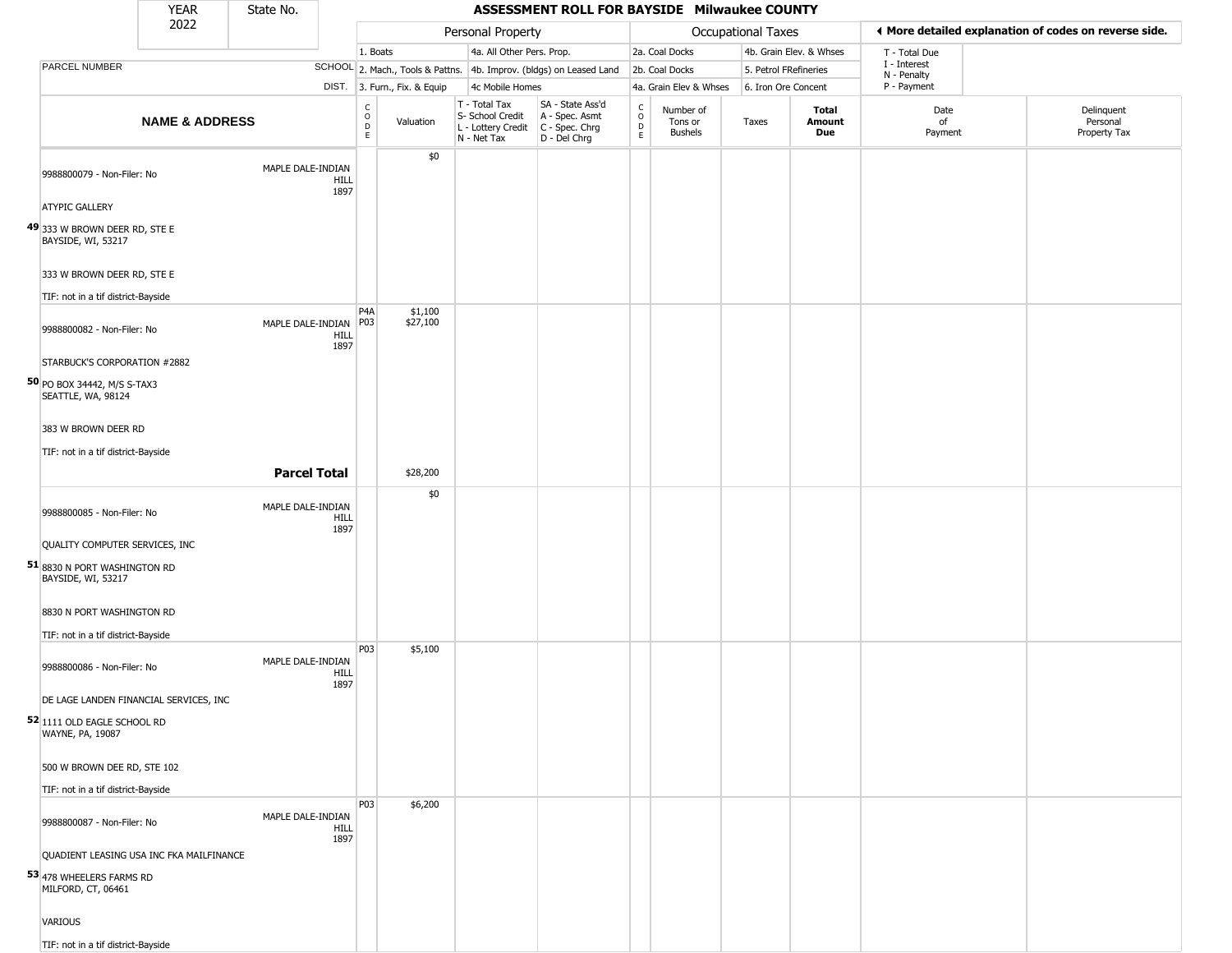| YEAR 2022 | State No. | ASSESSMENT ROLL FOR BAYSIDE Milwaukee COUNTY | | | | | | | | | | |
|---|---|---|---|---|---|---|---|---|---|---|---|---|

**Personal Property:** 1. Boats; 2. Mach., Tools & Pattns.; 3. Furn., Fix. & Equip; 4a. All Other Pers. Prop.; 4b. Improv. (bldgs) on Leased Land; 4c Mobile Homes

**Occupational Taxes:** 2a. Coal Docks; 2b. Coal Docks; 4a. Grain Elev & Whses; 4b. Grain Elev. & Whses; 5. Petrol FRefineries; 6. Iron Ore Concent

◄ More detailed explanation of codes on reverse side.

T - Total Due; I - Interest; N - Penalty; P - Payment

| | NAME & ADDRESS | PARCEL NUMBER / SCHOOL DIST. | CODE | Valuation | T - Total Tax S- School Credit L - Lottery Credit N - Net Tax | SA - State Ass'd A - Spec. Asmt C - Spec. Chrg D - Del Chrg | CODE | Number of Tons or Bushels | Taxes | Total Amount Due | Date of Payment | Delinquent Personal Property Tax |
|---|---|---|---|---|---|---|---|---|---|---|---|---|
| 49 | 9988800079 - Non-Filer: No<br>ATYPIC GALLERY<br>333 W BROWN DEER RD, STE E<br>BAYSIDE, WI, 53217<br>333 W BROWN DEER RD, STE E<br>TIF: not in a tif district-Bayside | MAPLE DALE-INDIAN HILL 1897 | | $0 | | | | | | | | |
| 50 | 9988800082 - Non-Filer: No<br>STARBUCK'S CORPORATION #2882<br>PO BOX 34442, M/S S-TAX3<br>SEATTLE, WA, 98124<br>383 W BROWN DEER RD<br>TIF: not in a tif district-Bayside | MAPLE DALE-INDIAN HILL 1897 | P4A<br>P03 | $1,100<br>$27,100 | | | | | | | | |
| | | **Parcel Total** | | $28,200 | | | | | | | | |
| 51 | 9988800085 - Non-Filer: No<br>QUALITY COMPUTER SERVICES, INC<br>8830 N PORT WASHINGTON RD<br>BAYSIDE, WI, 53217<br>8830 N PORT WASHINGTON RD<br>TIF: not in a tif district-Bayside | MAPLE DALE-INDIAN HILL 1897 | | $0 | | | | | | | | |
| 52 | 9988800086 - Non-Filer: No<br>DE LAGE LANDEN FINANCIAL SERVICES, INC<br>1111 OLD EAGLE SCHOOL RD<br>WAYNE, PA, 19087<br>500 W BROWN DEE RD, STE 102<br>TIF: not in a tif district-Bayside | MAPLE DALE-INDIAN HILL 1897 | P03 | $5,100 | | | | | | | | |
| 53 | 9988800087 - Non-Filer: No<br>QUADIENT LEASING USA INC FKA MAILFINANCE<br>478 WHEELERS FARMS RD<br>MILFORD, CT, 06461<br>VARIOUS<br>TIF: not in a tif district-Bayside | MAPLE DALE-INDIAN HILL 1897 | P03 | $6,200 | | | | | | | | |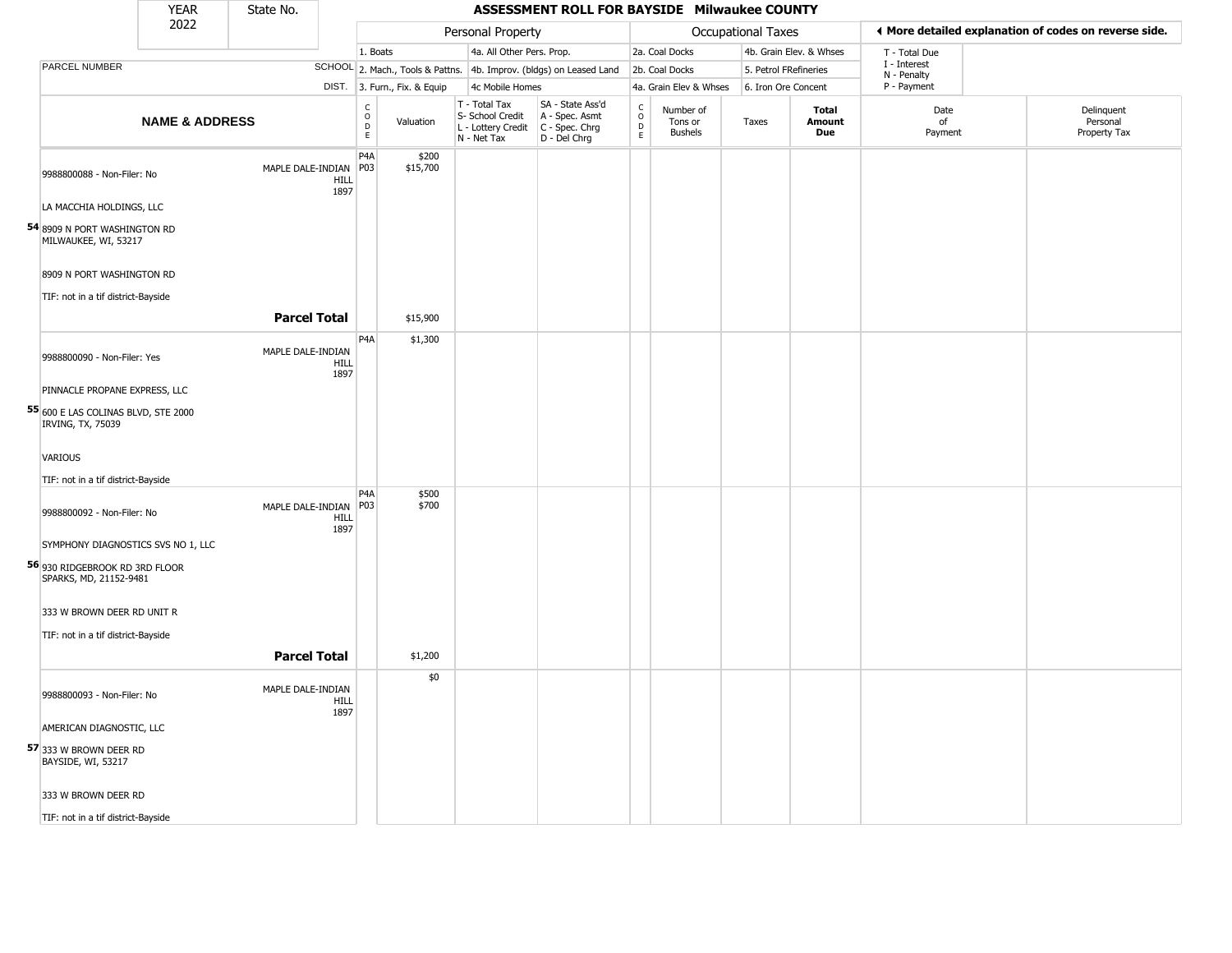| YEAR 2022 | State No. | | | | **ASSESSMENT ROLL FOR BAYSIDE Milwaukee COUNTY** | | | | | | | | |
|---|---|---|---|---|---|---|---|---|---|---|---|---|---|

| | | Personal Property | | | | Occupational Taxes | | | | | ◄ More detailed explanation of codes on reverse side. | |
|---|---|---|---|---|---|---|---|---|---|---|---|---|
| PARCEL NUMBER | SCHOOL DIST. | 1. Boats<br>2. Mach., Tools & Pattns.<br>3. Furn., Fix. & Equip | | 4a. All Other Pers. Prop.<br>4b. Improv. (bldgs) on Leased Land<br>4c Mobile Homes | | 2a. Coal Docks<br>2b. Coal Docks<br>4a. Grain Elev & Whses | | 4b. Grain Elev. & Whses<br>5. Petrol FRefineries<br>6. Iron Ore Concent | | | T - Total Due<br>I - Interest<br>N - Penalty<br>P - Payment | |
| **NAME & ADDRESS** | | CODE | Valuation | T - Total Tax<br>S- School Credit<br>L - Lottery Credit<br>N - Net Tax | SA - State Ass'd<br>A - Spec. Asmt<br>C - Spec. Chrg<br>D - Del Chrg | CODE | Number of Tons or Bushels | Taxes | **Total Amount Due** | Date of Payment | | Delinquent Personal Property Tax |
| 9988800088 - Non-Filer: No<br>LA MACCHIA HOLDINGS, LLC<br>**54** 8909 N PORT WASHINGTON RD<br>MILWAUKEE, WI, 53217<br>8909 N PORT WASHINGTON RD<br>TIF: not in a tif district-Bayside | MAPLE DALE-INDIAN HILL 1897 | P4A<br>P03 | $200<br>$15,700 | | | | | | | | | |
| | **Parcel Total** | | $15,900 | | | | | | | | | |
| 9988800090 - Non-Filer: Yes<br>PINNACLE PROPANE EXPRESS, LLC<br>**55** 600 E LAS COLINAS BLVD, STE 2000<br>IRVING, TX, 75039<br>VARIOUS<br>TIF: not in a tif district-Bayside | MAPLE DALE-INDIAN HILL 1897 | P4A | $1,300 | | | | | | | | | |
| 9988800092 - Non-Filer: No<br>SYMPHONY DIAGNOSTICS SVS NO 1, LLC<br>**56** 930 RIDGEBROOK RD 3RD FLOOR<br>SPARKS, MD, 21152-9481<br>333 W BROWN DEER RD UNIT R<br>TIF: not in a tif district-Bayside | MAPLE DALE-INDIAN HILL 1897 | P4A<br>P03 | $500<br>$700 | | | | | | | | | |
| | **Parcel Total** | | $1,200 | | | | | | | | | |
| 9988800093 - Non-Filer: No<br>AMERICAN DIAGNOSTIC, LLC<br>**57** 333 W BROWN DEER RD<br>BAYSIDE, WI, 53217<br>333 W BROWN DEER RD<br>TIF: not in a tif district-Bayside | MAPLE DALE-INDIAN HILL 1897 | | $0 | | | | | | | | | |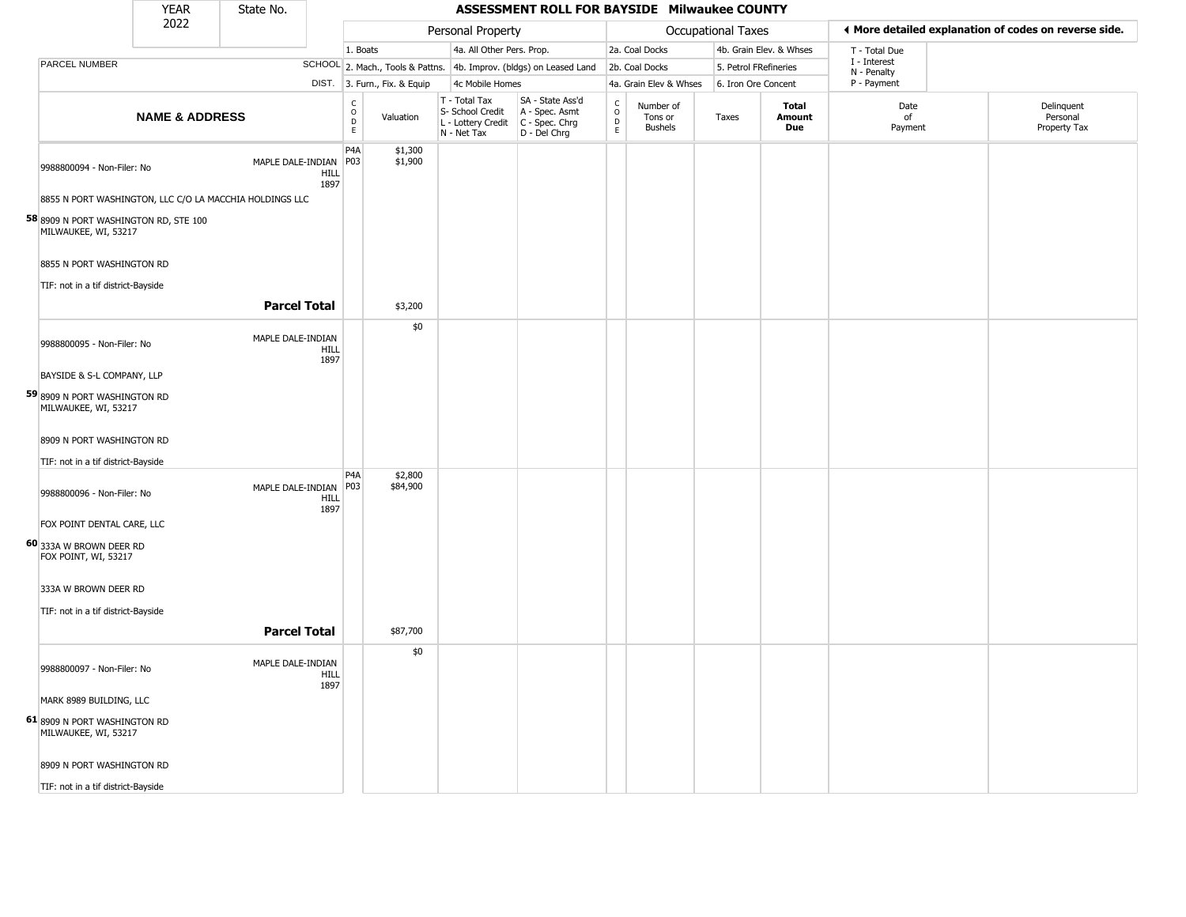| YEAR 2022 | State No. | | ASSESSMENT ROLL FOR BAYSIDE Milwaukee COUNTY | | | | | | | | | |
|---|---|---|---|---|---|---|---|---|---|---|---|---|

**Personal Property:** 1. Boats; 2. Mach., Tools & Pattns.; 3. Furn., Fix. & Equip; 4a. All Other Pers. Prop.; 4b. Improv. (bldgs) on Leased Land; 4c Mobile Homes

**Occupational Taxes:** 2a. Coal Docks; 2b. Coal Docks; 4a. Grain Elev & Whses; 4b. Grain Elev. & Whses; 5. Petrol FRefineries; 6. Iron Ore Concent

◀ More detailed explanation of codes on reverse side. T - Total Due; I - Interest; N - Penalty; P - Payment

| | NAME & ADDRESS | SCHOOL DIST. | CODE | Valuation | T - Total Tax S- School Credit L - Lottery Credit N - Net Tax | SA - State Ass'd A - Spec. Asmt C - Spec. Chrg D - Del Chrg | CODE | Number of Tons or Bushels | Taxes | Total Amount Due | Date of Payment | Delinquent Personal Property Tax |
|---|---|---|---|---|---|---|---|---|---|---|---|---|
| 58 | 9988800094 - Non-Filer: No<br>8855 N PORT WASHINGTON, LLC C/O LA MACCHIA HOLDINGS LLC<br>8909 N PORT WASHINGTON RD, STE 100<br>MILWAUKEE, WI, 53217<br>8855 N PORT WASHINGTON RD<br>TIF: not in a tif district-Bayside | MAPLE DALE-INDIAN HILL 1897 | P4A<br>P03 | $1,300<br>$1,900 | | | | | | | | |
| | **Parcel Total** | | | $3,200 | | | | | | | | |
| 59 | 9988800095 - Non-Filer: No<br>BAYSIDE & S-L COMPANY, LLP<br>8909 N PORT WASHINGTON RD<br>MILWAUKEE, WI, 53217<br>8909 N PORT WASHINGTON RD<br>TIF: not in a tif district-Bayside | MAPLE DALE-INDIAN HILL 1897 | | $0 | | | | | | | | |
| 60 | 9988800096 - Non-Filer: No<br>FOX POINT DENTAL CARE, LLC<br>333A W BROWN DEER RD<br>FOX POINT, WI, 53217<br>333A W BROWN DEER RD<br>TIF: not in a tif district-Bayside | MAPLE DALE-INDIAN HILL 1897 | P4A<br>P03 | $2,800<br>$84,900 | | | | | | | | |
| | **Parcel Total** | | | $87,700 | | | | | | | | |
| 61 | 9988800097 - Non-Filer: No<br>MARK 8989 BUILDING, LLC<br>8909 N PORT WASHINGTON RD<br>MILWAUKEE, WI, 53217<br>8909 N PORT WASHINGTON RD<br>TIF: not in a tif district-Bayside | MAPLE DALE-INDIAN HILL 1897 | | $0 | | | | | | | | |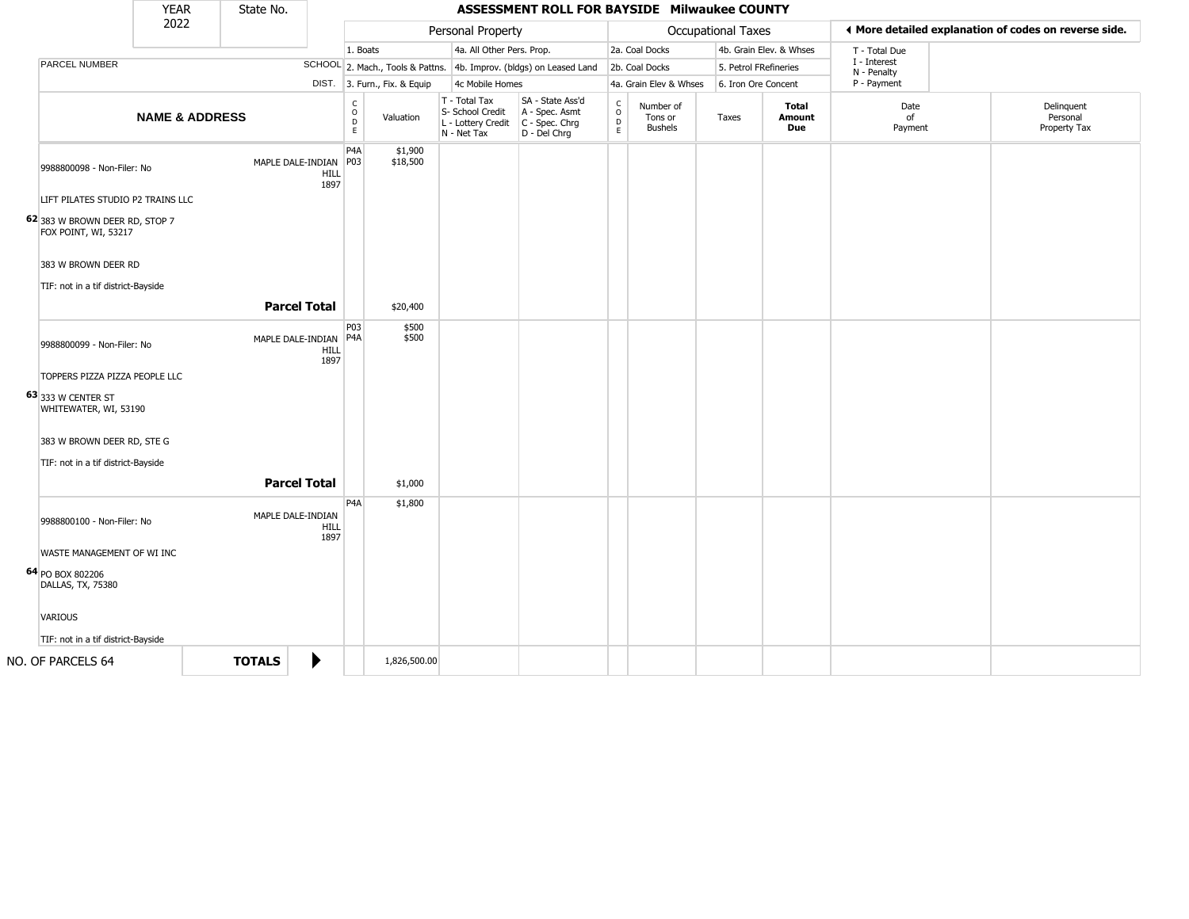| YEAR | State No. | ASSESSMENT ROLL FOR BAYSIDE Milwaukee COUNTY |
|---|---|---|
| 2022 | | |

| | | Personal Property | | | | Occupational Taxes | | | | ◀ More detailed explanation of codes on reverse side. |
|---|---|---|---|---|---|---|---|---|---|---|
| | | 1. Boats | | 4a. All Other Pers. Prop. | | 2a. Coal Docks | | 4b. Grain Elev. & Whses | | T - Total Due<br>I - Interest<br>N - Penalty<br>P - Payment |
| PARCEL NUMBER | SCHOOL | 2. Mach., Tools & Pattns. | | 4b. Improv. (bldgs) on Leased Land | | 2b. Coal Docks | | 5. Petrol FRefineries | | |
| | DIST. | 3. Furn., Fix. & Equip | | 4c Mobile Homes | | 4a. Grain Elev & Whses | | 6. Iron Ore Concent | | |

| NAME & ADDRESS | | CODE | Valuation | T - Total Tax<br>S- School Credit<br>L - Lottery Credit<br>N - Net Tax | SA - State Ass'd<br>A - Spec. Asmt<br>C - Spec. Chrg<br>D - Del Chrg | CODE | Number of Tons or Bushels | Taxes | Total Amount Due | Date of Payment | Delinquent Personal Property Tax |
|---|---|---|---|---|---|---|---|---|---|---|---|
| 9988800098 - Non-Filer: No<br><br>LIFT PILATES STUDIO P2 TRAINS LLC<br><br>62 383 W BROWN DEER RD, STOP 7<br>FOX POINT, WI, 53217<br><br>383 W BROWN DEER RD<br><br>TIF: not in a tif district-Bayside | MAPLE DALE-INDIAN HILL 1897 | P4A<br>P03 | $1,900<br>$18,500 | | | | | | | | |
| | **Parcel Total** | | $20,400 | | | | | | | | |
| 9988800099 - Non-Filer: No<br><br>TOPPERS PIZZA PIZZA PEOPLE LLC<br><br>63 333 W CENTER ST<br>WHITEWATER, WI, 53190<br><br>383 W BROWN DEER RD, STE G<br><br>TIF: not in a tif district-Bayside | MAPLE DALE-INDIAN HILL 1897 | P03<br>P4A | $500<br>$500 | | | | | | | | |
| | **Parcel Total** | | $1,000 | | | | | | | | |
| 9988800100 - Non-Filer: No<br><br>WASTE MANAGEMENT OF WI INC<br><br>64 PO BOX 802206<br>DALLAS, TX, 75380<br><br>VARIOUS<br><br>TIF: not in a tif district-Bayside | MAPLE DALE-INDIAN HILL 1897 | P4A | $1,800 | | | | | | | | |
| NO. OF PARCELS 64 | **TOTALS** ▶ | | 1,826,500.00 | | | | | | | | |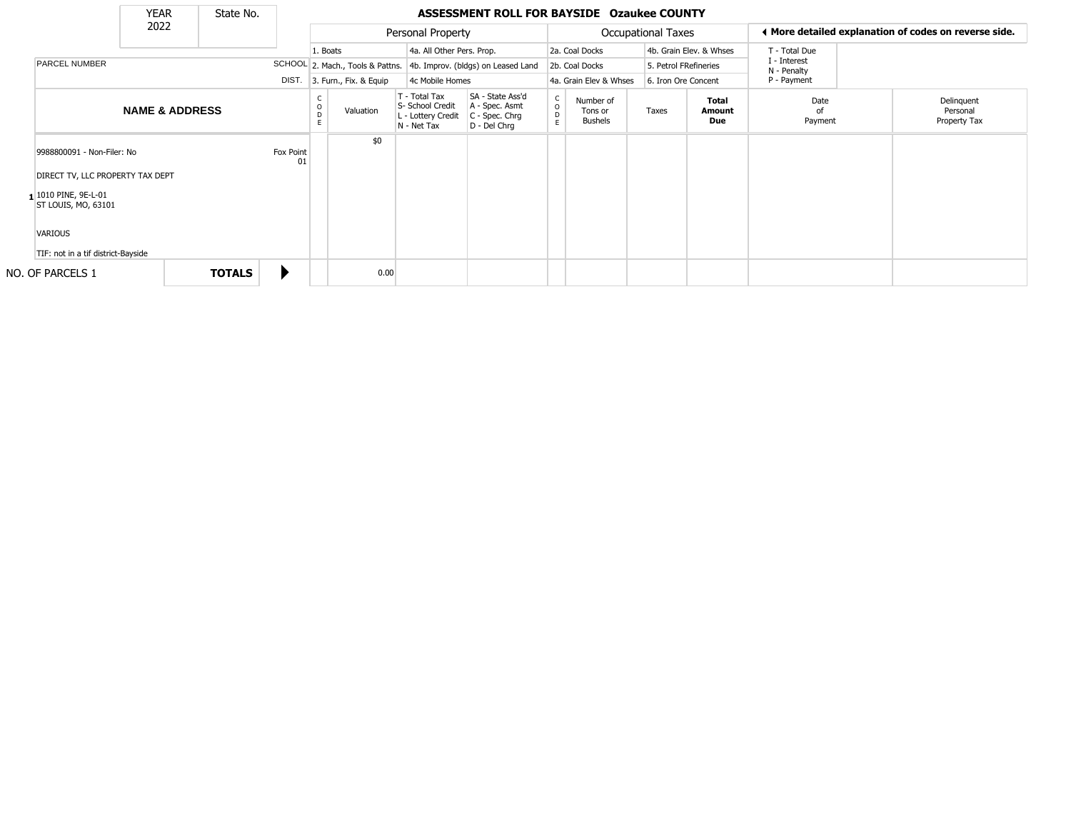# ASSESSMENT ROLL FOR BAYSIDE Ozaukee COUNTY

| YEAR | State No. |
|---|---|
| 2022 | |

| | Personal Property | | Occupational Taxes | | ◄ More detailed explanation of codes on reverse side. |
|---|---|---|---|---|---|
| | 1. Boats | 4a. All Other Pers. Prop. | 2a. Coal Docks | 4b. Grain Elev. & Whses | T - Total Due<br>I - Interest<br>N - Penalty<br>P - Payment |
| PARCEL NUMBER / SCHOOL DIST. | 2. Mach., Tools & Pattns. | 4b. Improv. (bldgs) on Leased Land | 2b. Coal Docks | 5. Petrol FRefineries | |
| | 3. Furn., Fix. & Equip | 4c Mobile Homes | 4a. Grain Elev & Whses | 6. Iron Ore Concent | |

| | NAME & ADDRESS | SCHOOL DIST. | CODE | Valuation | T - Total Tax<br>S- School Credit<br>L - Lottery Credit<br>N - Net Tax | SA - State Ass'd<br>A - Spec. Asmt<br>C - Spec. Chrg<br>D - Del Chrg | CODE | Number of Tons or Bushels | Taxes | **Total Amount Due** | Date of Payment | Delinquent Personal Property Tax |
|---|---|---|---|---|---|---|---|---|---|---|---|---|
| 1 | 9988800091 - Non-Filer: No<br>DIRECT TV, LLC PROPERTY TAX DEPT<br>1010 PINE, 9E-L-01<br>ST LOUIS, MO, 63101<br>VARIOUS<br>TIF: not in a tif district-Bayside | Fox Point 01 | | $0 | | | | | | | | |
| NO. OF PARCELS 1 | **TOTALS** ► | | | 0.00 | | | | | | | | |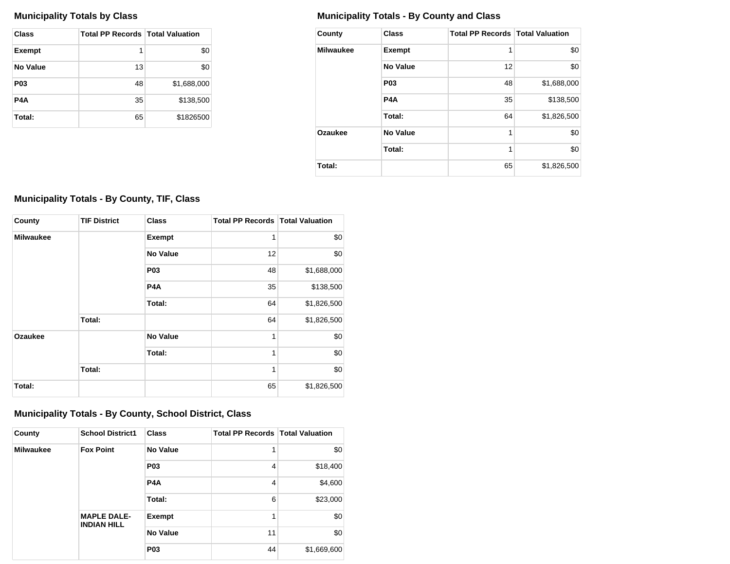### Municipality Totals by Class

| Class | Total PP Records | Total Valuation |
|---|---|---|
| **Exempt** | 1 | $0 |
| **No Value** | 13 | $0 |
| **P03** | 48 | $1,688,000 |
| **P4A** | 35 | $138,500 |
| **Total:** | 65 | $1826500 |

### Municipality Totals - By County and Class

| County | Class | Total PP Records | Total Valuation |
|---|---|---|---|
| **Milwaukee** | **Exempt** | 1 | $0 |
| | **No Value** | 12 | $0 |
| | **P03** | 48 | $1,688,000 |
| | **P4A** | 35 | $138,500 |
| | **Total:** | 64 | $1,826,500 |
| **Ozaukee** | **No Value** | 1 | $0 |
| | **Total:** | 1 | $0 |
| **Total:** | | 65 | $1,826,500 |

### Municipality Totals - By County, TIF, Class

| County | TIF District | Class | Total PP Records | Total Valuation |
|---|---|---|---|---|
| **Milwaukee** | | **Exempt** | 1 | $0 |
| | | **No Value** | 12 | $0 |
| | | **P03** | 48 | $1,688,000 |
| | | **P4A** | 35 | $138,500 |
| | | **Total:** | 64 | $1,826,500 |
| | **Total:** | | 64 | $1,826,500 |
| **Ozaukee** | | **No Value** | 1 | $0 |
| | | **Total:** | 1 | $0 |
| | **Total:** | | 1 | $0 |
| **Total:** | | | 65 | $1,826,500 |

### Municipality Totals - By County, School District, Class

| County | School District1 | Class | Total PP Records | Total Valuation |
|---|---|---|---|---|
| **Milwaukee** | **Fox Point** | **No Value** | 1 | $0 |
| | | **P03** | 4 | $18,400 |
| | | **P4A** | 4 | $4,600 |
| | | **Total:** | 6 | $23,000 |
| | **MAPLE DALE-INDIAN HILL** | **Exempt** | 1 | $0 |
| | | **No Value** | 11 | $0 |
| | | **P03** | 44 | $1,669,600 |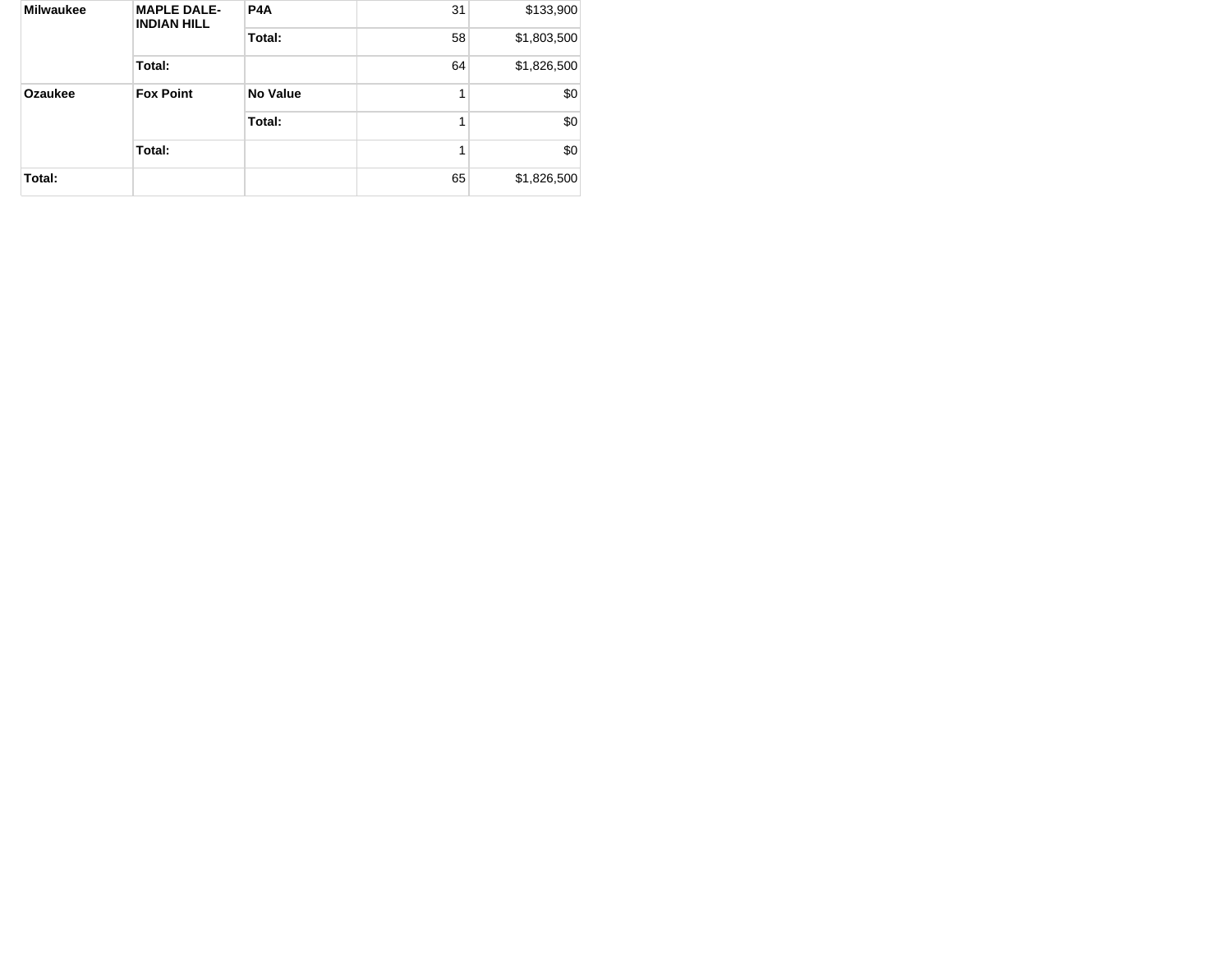| | | | | |
|---|---|---|---|---|
| **Milwaukee** | **MAPLE DALE-INDIAN HILL** | **P4A** | 31 | $133,900 |
| | | **Total:** | 58 | $1,803,500 |
| | **Total:** | | 64 | $1,826,500 |
| **Ozaukee** | **Fox Point** | **No Value** | 1 | $0 |
| | | **Total:** | 1 | $0 |
| | **Total:** | | 1 | $0 |
| **Total:** | | | 65 | $1,826,500 |